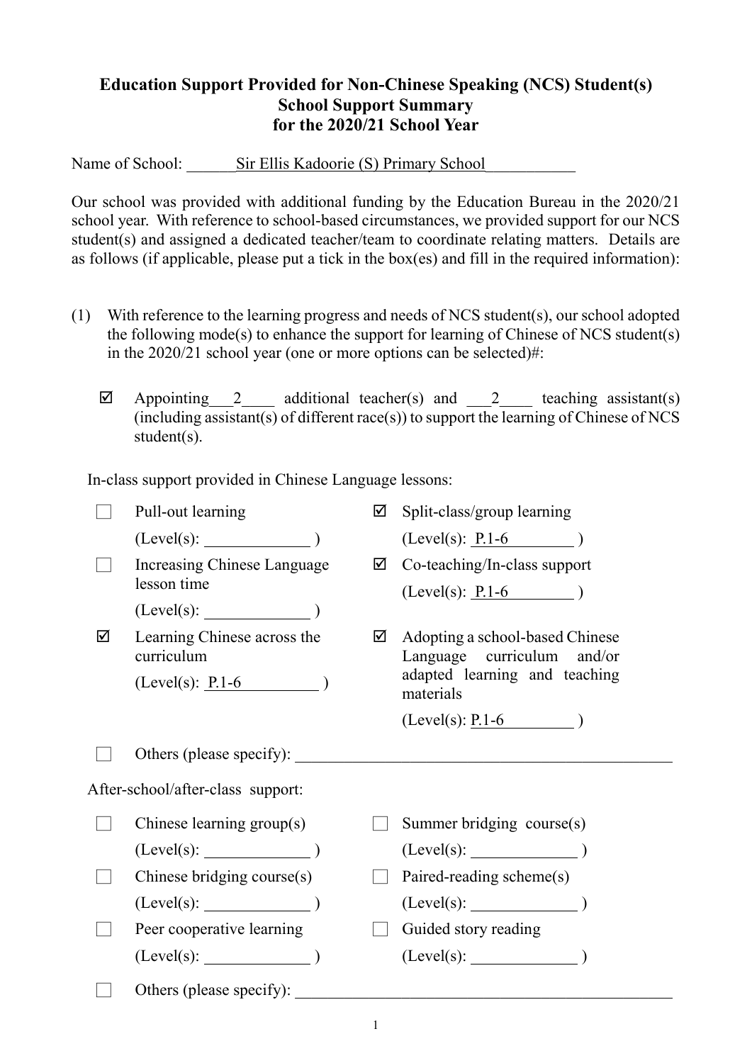**Education Support Provided for Non-Chinese Speaking (NCS) Student(s)**
**School Support Summary**
**for the 2020/21 School Year**

Name of School: Sir Ellis Kadoorie (S) Primary School

Our school was provided with additional funding by the Education Bureau in the 2020/21 school year. With reference to school-based circumstances, we provided support for our NCS student(s) and assigned a dedicated teacher/team to coordinate relating matters. Details are as follows (if applicable, please put a tick in the box(es) and fill in the required information):

(1) With reference to the learning progress and needs of NCS student(s), our school adopted the following mode(s) to enhance the support for learning of Chinese of NCS student(s) in the 2020/21 school year (one or more options can be selected)#:

☑ Appointing 2 additional teacher(s) and 2 teaching assistant(s) (including assistant(s) of different race(s)) to support the learning of Chinese of NCS student(s).

In-class support provided in Chinese Language lessons:

- ☐ Pull-out learning (Level(s): ______ )
- ☑ Split-class/group learning (Level(s): P.1-6 )
- ☐ Increasing Chinese Language lesson time (Level(s): ______ )
- ☑ Co-teaching/In-class support (Level(s): P.1-6 )
- ☑ Learning Chinese across the curriculum (Level(s): P.1-6 )
- ☑ Adopting a school-based Chinese Language curriculum and/or adapted learning and teaching materials (Level(s): P.1-6 )
- ☐ Others (please specify): ______

After-school/after-class support:

- ☐ Chinese learning group(s) (Level(s): ______ )
- ☐ Summer bridging course(s) (Level(s): ______ )
- ☐ Chinese bridging course(s) (Level(s): ______ )
- ☐ Paired-reading scheme(s) (Level(s): ______ )
- ☐ Peer cooperative learning (Level(s): ______ )
- ☐ Guided story reading (Level(s): ______ )
- ☐ Others (please specify): ______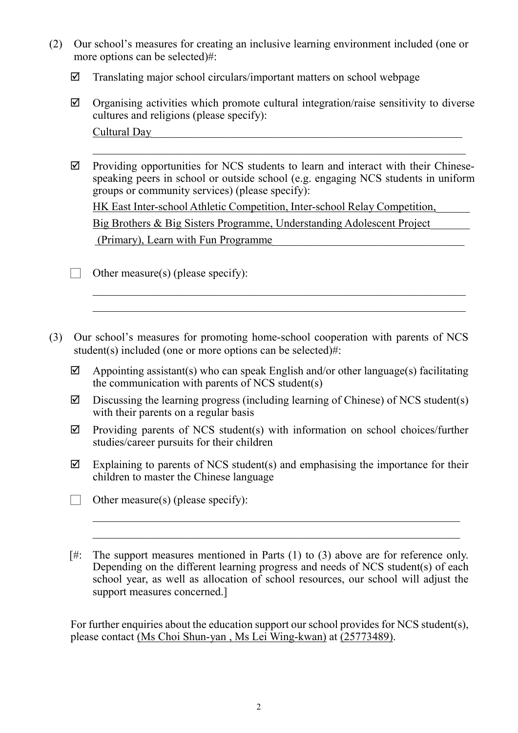(2) Our school's measures for creating an inclusive learning environment included (one or more options can be selected)#:

- ☑ Translating major school circulars/important matters on school webpage
- ☑ Organising activities which promote cultural integration/raise sensitivity to diverse cultures and religions (please specify):
  Cultural Day
- ☑ Providing opportunities for NCS students to learn and interact with their Chinese-speaking peers in school or outside school (e.g. engaging NCS students in uniform groups or community services) (please specify):
  HK East Inter-school Athletic Competition, Inter-school Relay Competition, Big Brothers & Big Sisters Programme, Understanding Adolescent Project (Primary), Learn with Fun Programme
- ☐ Other measure(s) (please specify):

(3) Our school's measures for promoting home-school cooperation with parents of NCS student(s) included (one or more options can be selected)#:

- ☑ Appointing assistant(s) who can speak English and/or other language(s) facilitating the communication with parents of NCS student(s)
- ☑ Discussing the learning progress (including learning of Chinese) of NCS student(s) with their parents on a regular basis
- ☑ Providing parents of NCS student(s) with information on school choices/further studies/career pursuits for their children
- ☑ Explaining to parents of NCS student(s) and emphasising the importance for their children to master the Chinese language
- ☐ Other measure(s) (please specify):

[#: The support measures mentioned in Parts (1) to (3) above are for reference only. Depending on the different learning progress and needs of NCS student(s) of each school year, as well as allocation of school resources, our school will adjust the support measures concerned.]

For further enquiries about the education support our school provides for NCS student(s), please contact (Ms Choi Shun-yan , Ms Lei Wing-kwan) at (25773489).